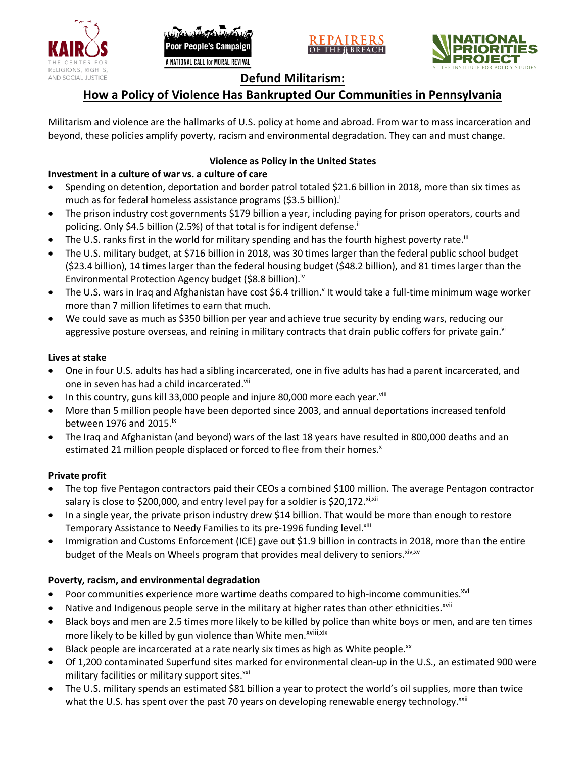# Defund Militarism:

## How a Policy of Violence Has Bankrupted Our Communities in Pennsylvania

Militarism and violence are the hallmarks of U.S. policy at home and abroad. From war to mass incarceration and beyond, these policies amplify poverty, racism and environmental degradation. They can and must change.

### Violence as Policy in the United States

**Investment in a culture of war vs. a culture of care**

- Spending on detention, deportation and border patrol totaled $21.6 billion in 2018, more than six times as much as for federal homeless assistance programs ($3.5 billion).[i]
- The prison industry cost governments $179 billion a year, including paying for prison operators, courts and policing. Only $4.5 billion (2.5%) of that total is for indigent defense.[ii]
- The U.S. ranks first in the world for military spending and has the fourth highest poverty rate.[iii]
- The U.S. military budget, at $716 billion in 2018, was 30 times larger than the federal public school budget ($23.4 billion), 14 times larger than the federal housing budget ($48.2 billion), and 81 times larger than the Environmental Protection Agency budget ($8.8 billion).[iv]
- The U.S. wars in Iraq and Afghanistan have cost $6.4 trillion.[v] It would take a full-time minimum wage worker more than 7 million lifetimes to earn that much.
- We could save as much as $350 billion per year and achieve true security by ending wars, reducing our aggressive posture overseas, and reining in military contracts that drain public coffers for private gain.[vi]

**Lives at stake**

- One in four U.S. adults has had a sibling incarcerated, one in five adults has had a parent incarcerated, and one in seven has had a child incarcerated.[vii]
- In this country, guns kill 33,000 people and injure 80,000 more each year.[viii]
- More than 5 million people have been deported since 2003, and annual deportations increased tenfold between 1976 and 2015.[ix]
- The Iraq and Afghanistan (and beyond) wars of the last 18 years have resulted in 800,000 deaths and an estimated 21 million people displaced or forced to flee from their homes.[x]

**Private profit**

- The top five Pentagon contractors paid their CEOs a combined $100 million. The average Pentagon contractor salary is close to $200,000, and entry level pay for a soldier is $20,172.[xi,xii]
- In a single year, the private prison industry drew $14 billion. That would be more than enough to restore Temporary Assistance to Needy Families to its pre-1996 funding level.[xiii]
- Immigration and Customs Enforcement (ICE) gave out $1.9 billion in contracts in 2018, more than the entire budget of the Meals on Wheels program that provides meal delivery to seniors.[xiv,xv]

**Poverty, racism, and environmental degradation**

- Poor communities experience more wartime deaths compared to high-income communities.[xvi]
- Native and Indigenous people serve in the military at higher rates than other ethnicities.[xvii]
- Black boys and men are 2.5 times more likely to be killed by police than white boys or men, and are ten times more likely to be killed by gun violence than White men.[xviii,xix]
- Black people are incarcerated at a rate nearly six times as high as White people.[xx]
- Of 1,200 contaminated Superfund sites marked for environmental clean-up in the U.S., an estimated 900 were military facilities or military support sites.[xxi]
- The U.S. military spends an estimated $81 billion a year to protect the world's oil supplies, more than twice what the U.S. has spent over the past 70 years on developing renewable energy technology.[xxii]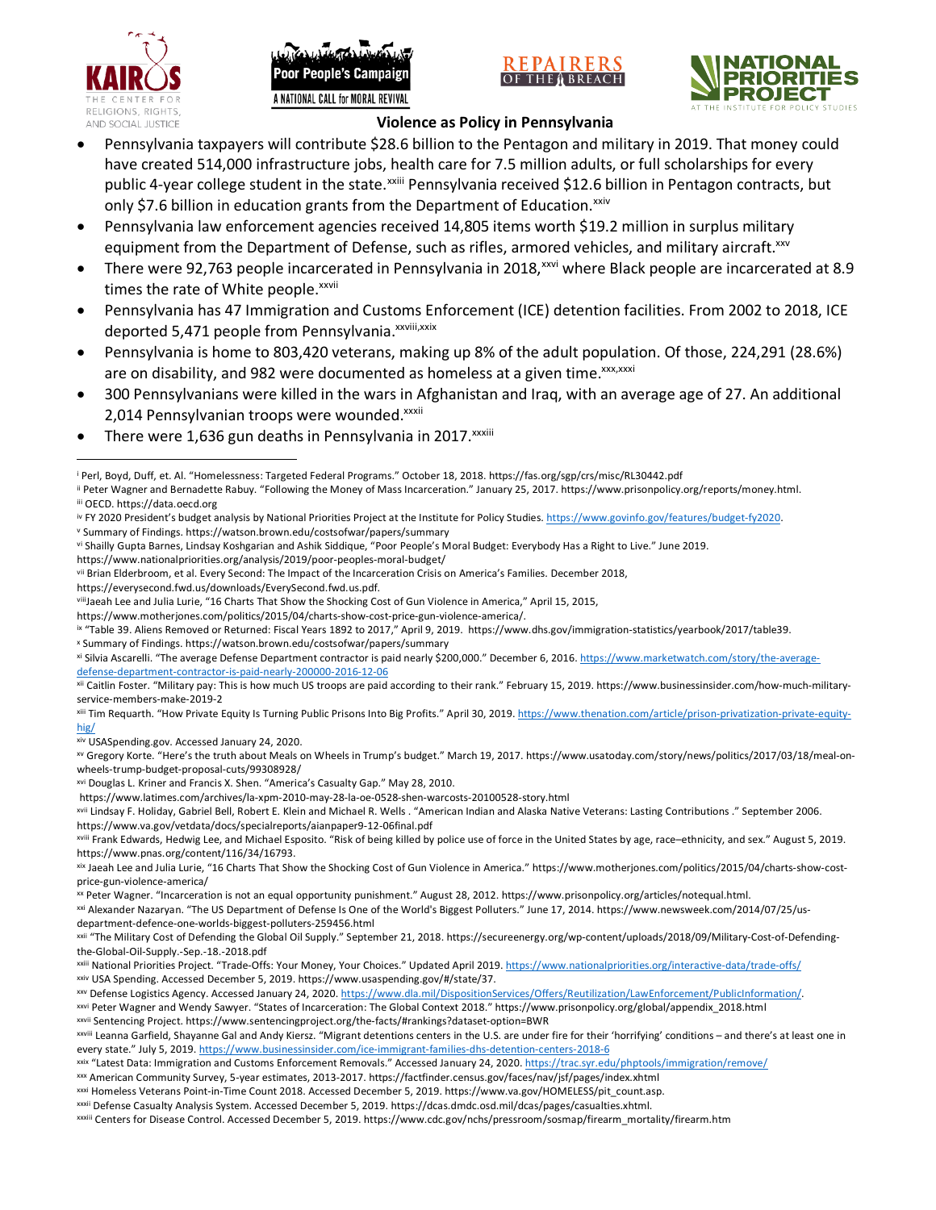## Violence as Policy in Pennsylvania

- Pennsylvania taxpayers will contribute $28.6 billion to the Pentagon and military in 2019. That money could have created 514,000 infrastructure jobs, health care for 7.5 million adults, or full scholarships for every public 4-year college student in the state.[xxiii] Pennsylvania received $12.6 billion in Pentagon contracts, but only $7.6 billion in education grants from the Department of Education.[xxiv]
- Pennsylvania law enforcement agencies received 14,805 items worth $19.2 million in surplus military equipment from the Department of Defense, such as rifles, armored vehicles, and military aircraft.[xxv]
- There were 92,763 people incarcerated in Pennsylvania in 2018,[xxvi] where Black people are incarcerated at 8.9 times the rate of White people.[xxvii]
- Pennsylvania has 47 Immigration and Customs Enforcement (ICE) detention facilities. From 2002 to 2018, ICE deported 5,471 people from Pennsylvania.[xxviii,xxix]
- Pennsylvania is home to 803,420 veterans, making up 8% of the adult population. Of those, 224,291 (28.6%) are on disability, and 982 were documented as homeless at a given time.[xxx,xxxi]
- 300 Pennsylvanians were killed in the wars in Afghanistan and Iraq, with an average age of 27. An additional 2,014 Pennsylvanian troops were wounded.[xxxii]
- There were 1,636 gun deaths in Pennsylvania in 2017.[xxxiii]

---

[i] Perl, Boyd, Duff, et. Al. "Homelessness: Targeted Federal Programs." October 18, 2018. https://fas.org/sgp/crs/misc/RL30442.pdf

[ii] Peter Wagner and Bernadette Rabuy. "Following the Money of Mass Incarceration." January 25, 2017. https://www.prisonpolicy.org/reports/money.html.

[iii] OECD. https://data.oecd.org

[iv] FY 2020 President's budget analysis by National Priorities Project at the Institute for Policy Studies. https://www.govinfo.gov/features/budget-fy2020.

[v] Summary of Findings. https://watson.brown.edu/costsofwar/papers/summary

[vi] Shailly Gupta Barnes, Lindsay Koshgarian and Ashik Siddique, "Poor People's Moral Budget: Everybody Has a Right to Live." June 2019. https://www.nationalpriorities.org/analysis/2019/poor-peoples-moral-budget/

[vii] Brian Elderbroom, et al. Every Second: The Impact of the Incarceration Crisis on America's Families. December 2018, https://everysecond.fwd.us/downloads/EverySecond.fwd.us.pdf.

[viii] Jaeah Lee and Julia Lurie, "16 Charts That Show the Shocking Cost of Gun Violence in America," April 15, 2015, https://www.motherjones.com/politics/2015/04/charts-show-cost-price-gun-violence-america/.

[ix] "Table 39. Aliens Removed or Returned: Fiscal Years 1892 to 2017," April 9, 2019. https://www.dhs.gov/immigration-statistics/yearbook/2017/table39.

[x] Summary of Findings. https://watson.brown.edu/costsofwar/papers/summary

[xi] Silvia Ascarelli. "The average Defense Department contractor is paid nearly $200,000." December 6, 2016. https://www.marketwatch.com/story/the-average-defense-department-contractor-is-paid-nearly-200000-2016-12-06

[xii] Caitlin Foster. "Military pay: This is how much US troops are paid according to their rank." February 15, 2019. https://www.businessinsider.com/how-much-military-service-members-make-2019-2

[xiii] Tim Requarth. "How Private Equity Is Turning Public Prisons Into Big Profits." April 30, 2019. https://www.thenation.com/article/prison-privatization-private-equity-hig/

[xiv] USASpending.gov. Accessed January 24, 2020.

[xv] Gregory Korte. "Here's the truth about Meals on Wheels in Trump's budget." March 19, 2017. https://www.usatoday.com/story/news/politics/2017/03/18/meal-on-wheels-trump-budget-proposal-cuts/99308928/

[xvi] Douglas L. Kriner and Francis X. Shen. "America's Casualty Gap." May 28, 2010. https://www.latimes.com/archives/la-xpm-2010-may-28-la-oe-0528-shen-warcosts-20100528-story.html

[xvii] Lindsay F. Holiday, Gabriel Bell, Robert E. Klein and Michael R. Wells . "American Indian and Alaska Native Veterans: Lasting Contributions ." September 2006. https://www.va.gov/vetdata/docs/specialreports/aianpaper9-12-06final.pdf

[xviii] Frank Edwards, Hedwig Lee, and Michael Esposito. "Risk of being killed by police use of force in the United States by age, race–ethnicity, and sex." August 5, 2019. https://www.pnas.org/content/116/34/16793.

[xix] Jaeah Lee and Julia Lurie, "16 Charts That Show the Shocking Cost of Gun Violence in America." https://www.motherjones.com/politics/2015/04/charts-show-cost-price-gun-violence-america/

[xx] Peter Wagner. "Incarceration is not an equal opportunity punishment." August 28, 2012. https://www.prisonpolicy.org/articles/notequal.html.

[xxi] Alexander Nazaryan. "The US Department of Defense Is One of the World's Biggest Polluters." June 17, 2014. https://www.newsweek.com/2014/07/25/us-department-defence-one-worlds-biggest-polluters-259456.html

[xxii] "The Military Cost of Defending the Global Oil Supply." September 21, 2018. https://secureenergy.org/wp-content/uploads/2018/09/Military-Cost-of-Defending-the-Global-Oil-Supply.-Sep.-18.-2018.pdf

[xxiii] National Priorities Project. "Trade-Offs: Your Money, Your Choices." Updated April 2019. https://www.nationalpriorities.org/interactive-data/trade-offs/

[xxiv] USA Spending. Accessed December 5, 2019. https://www.usaspending.gov/#/state/37.

[xxv] Defense Logistics Agency. Accessed January 24, 2020. https://www.dla.mil/DispositionServices/Offers/Reutilization/LawEnforcement/PublicInformation/.

[xxvi] Peter Wagner and Wendy Sawyer. "States of Incarceration: The Global Context 2018." https://www.prisonpolicy.org/global/appendix_2018.html

[xxvii] Sentencing Project. https://www.sentencingproject.org/the-facts/#rankings?dataset-option=BWR

[xxviii] Leanna Garfield, Shayanne Gal and Andy Kiersz. "Migrant detentions centers in the U.S. are under fire for their 'horrifying' conditions – and there's at least one in every state." July 5, 2019. https://www.businessinsider.com/ice-immigrant-families-dhs-detention-centers-2018-6

[xxix] "Latest Data: Immigration and Customs Enforcement Removals." Accessed January 24, 2020. https://trac.syr.edu/phptools/immigration/remove/

[xxx] American Community Survey, 5-year estimates, 2013-2017. https://factfinder.census.gov/faces/nav/jsf/pages/index.xhtml

[xxxi] Homeless Veterans Point-in-Time Count 2018. Accessed December 5, 2019. https://www.va.gov/HOMELESS/pit_count.asp.

[xxxii] Defense Casualty Analysis System. Accessed December 5, 2019. https://dcas.dmdc.osd.mil/dcas/pages/casualties.xhtml.

[xxxiii] Centers for Disease Control. Accessed December 5, 2019. https://www.cdc.gov/nchs/pressroom/sosmap/firearm_mortality/firearm.htm